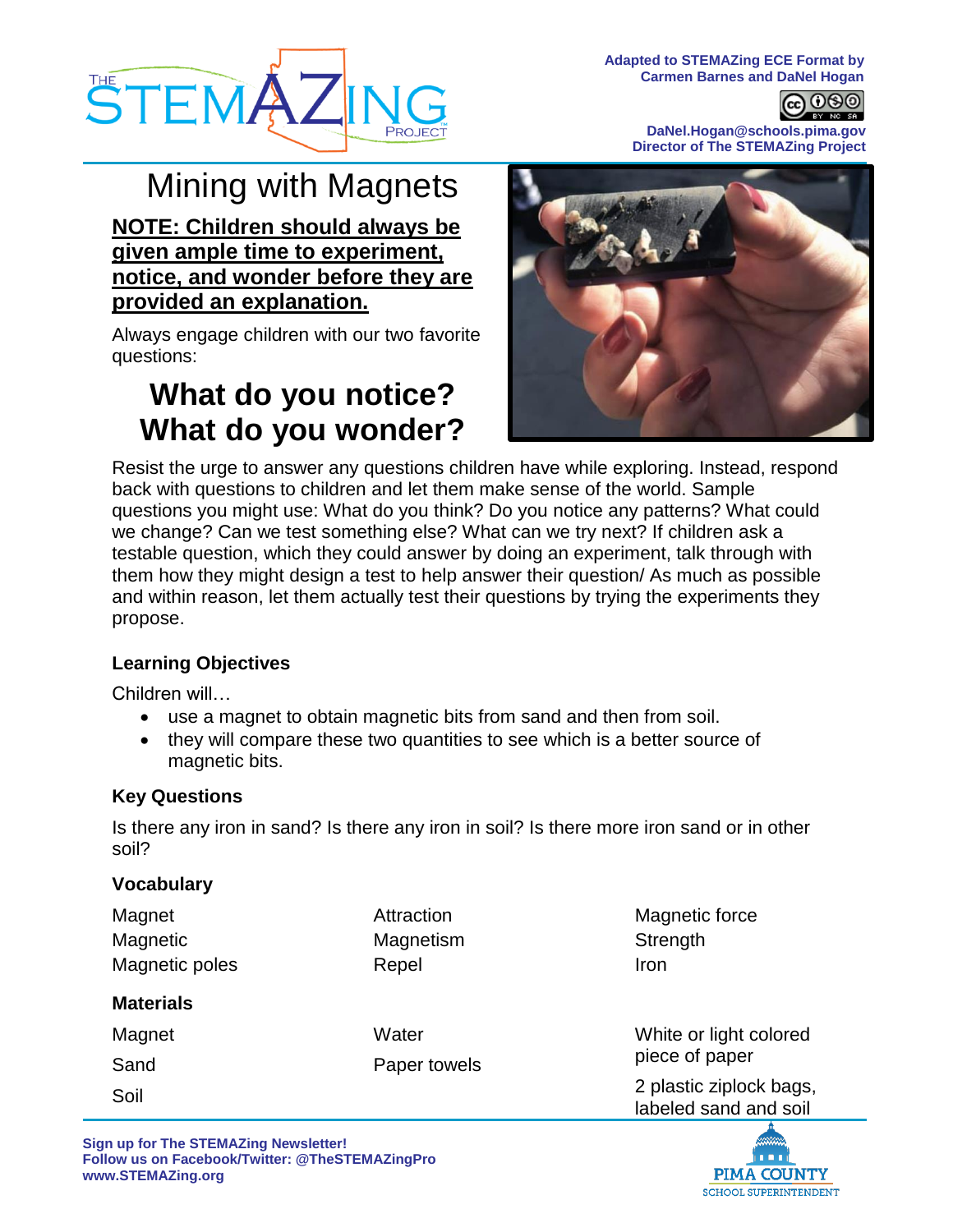Adapted to STEMAZing ECE Format by Carmen Barnes and DaNel Hogan

DaNel.Hogan@schools.pima.gov
Director of The STEMAZing Project

# Mining with Magnets

**NOTE: Children should always be given ample time to experiment, notice, and wonder before they are provided an explanation.**

Always engage children with our two favorite questions:

## What do you notice? What do you wonder?

Resist the urge to answer any questions children have while exploring. Instead, respond back with questions to children and let them make sense of the world. Sample questions you might use: What do you think? Do you notice any patterns? What could we change? Can we test something else? What can we try next? If children ask a testable question, which they could answer by doing an experiment, talk through with them how they might design a test to help answer their question/ As much as possible and within reason, let them actually test their questions by trying the experiments they propose.

### Learning Objectives

Children will…

- use a magnet to obtain magnetic bits from sand and then from soil.
- they will compare these two quantities to see which is a better source of magnetic bits.

### Key Questions

Is there any iron in sand? Is there any iron in soil? Is there more iron sand or in other soil?

### Vocabulary

| | | |
|---|---|---|
| Magnet | Attraction | Magnetic force |
| Magnetic | Magnetism | Strength |
| Magnetic poles | Repel | Iron |

### Materials

| | | |
|---|---|---|
| Magnet | Water | White or light colored piece of paper |
| Sand | Paper towels | 2 plastic ziplock bags, labeled sand and soil |
| Soil | | |

Sign up for The STEMAZing Newsletter!
Follow us on Facebook/Twitter: @TheSTEMAZingPro
www.STEMAZing.org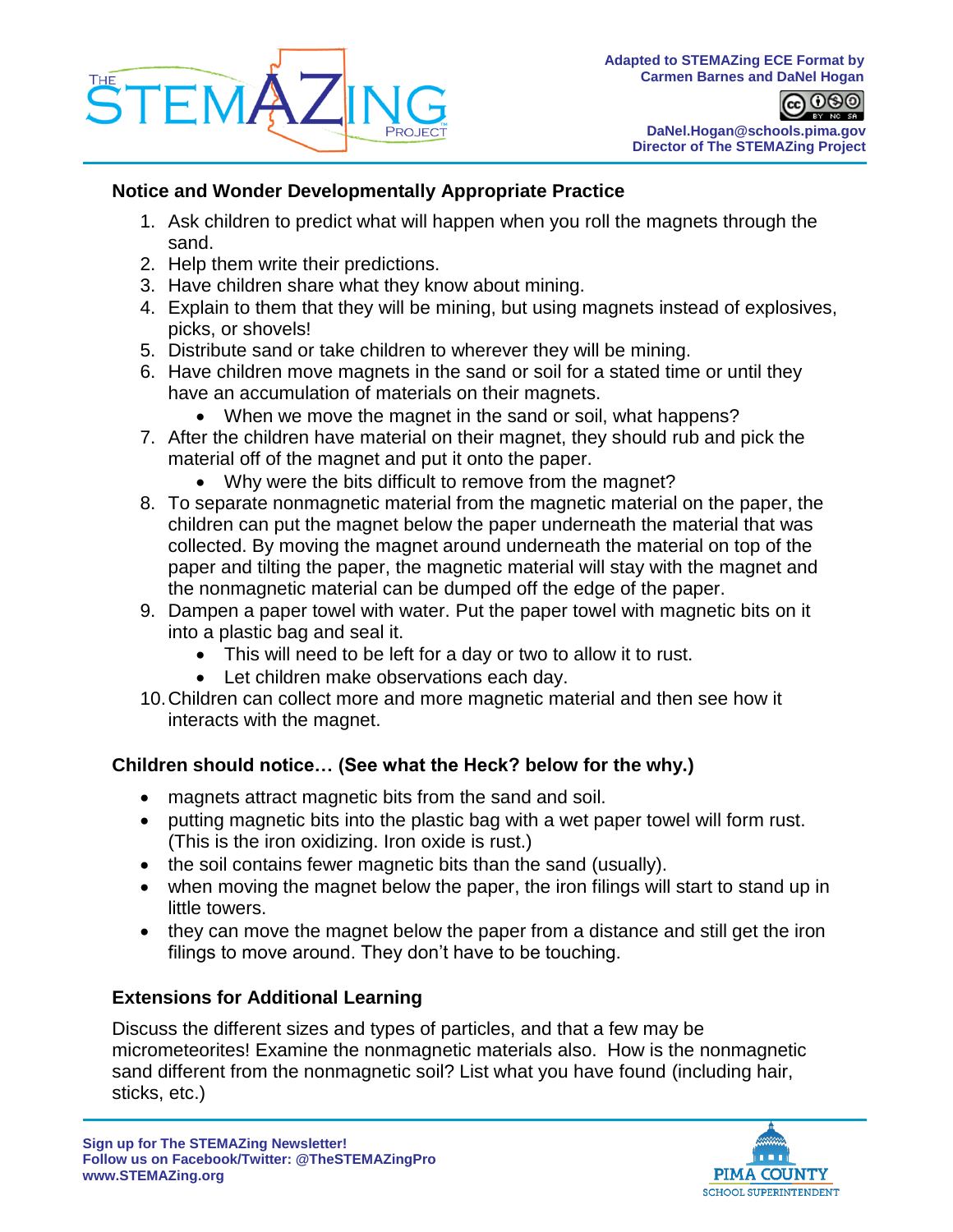## Notice and Wonder Developmentally Appropriate Practice

1. Ask children to predict what will happen when you roll the magnets through the sand.
2. Help them write their predictions.
3. Have children share what they know about mining.
4. Explain to them that they will be mining, but using magnets instead of explosives, picks, or shovels!
5. Distribute sand or take children to wherever they will be mining.
6. Have children move magnets in the sand or soil for a stated time or until they have an accumulation of materials on their magnets.
   - When we move the magnet in the sand or soil, what happens?
7. After the children have material on their magnet, they should rub and pick the material off of the magnet and put it onto the paper.
   - Why were the bits difficult to remove from the magnet?
8. To separate nonmagnetic material from the magnetic material on the paper, the children can put the magnet below the paper underneath the material that was collected. By moving the magnet around underneath the material on top of the paper and tilting the paper, the magnetic material will stay with the magnet and the nonmagnetic material can be dumped off the edge of the paper.
9. Dampen a paper towel with water. Put the paper towel with magnetic bits on it into a plastic bag and seal it.
   - This will need to be left for a day or two to allow it to rust.
   - Let children make observations each day.
10. Children can collect more and more magnetic material and then see how it interacts with the magnet.

## Children should notice… (See what the Heck? below for the why.)

- magnets attract magnetic bits from the sand and soil.
- putting magnetic bits into the plastic bag with a wet paper towel will form rust. (This is the iron oxidizing. Iron oxide is rust.)
- the soil contains fewer magnetic bits than the sand (usually).
- when moving the magnet below the paper, the iron filings will start to stand up in little towers.
- they can move the magnet below the paper from a distance and still get the iron filings to move around. They don't have to be touching.

## Extensions for Additional Learning

Discuss the different sizes and types of particles, and that a few may be micrometeorites! Examine the nonmagnetic materials also. How is the nonmagnetic sand different from the nonmagnetic soil? List what you have found (including hair, sticks, etc.)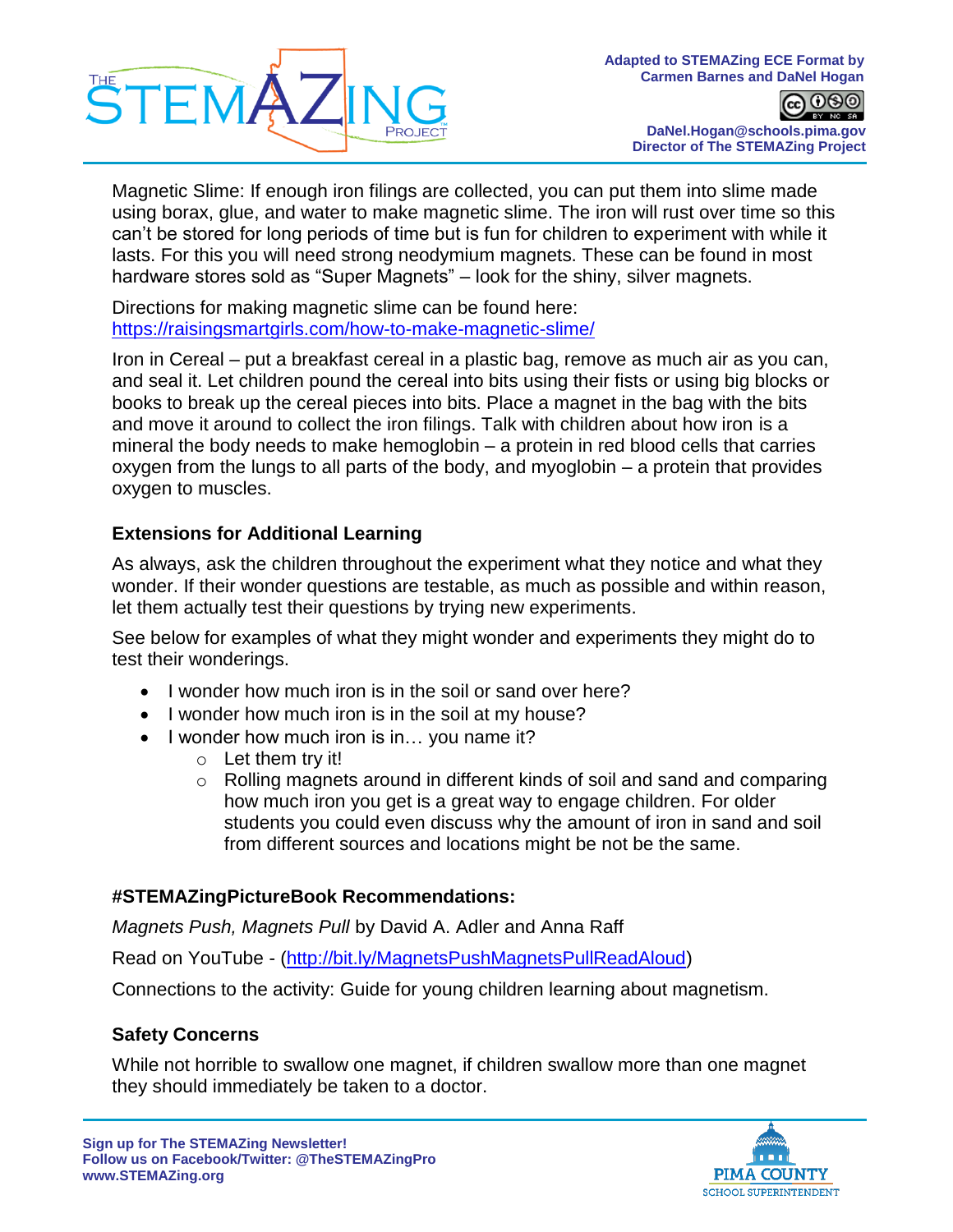Magnetic Slime: If enough iron filings are collected, you can put them into slime made using borax, glue, and water to make magnetic slime. The iron will rust over time so this can't be stored for long periods of time but is fun for children to experiment with while it lasts. For this you will need strong neodymium magnets. These can be found in most hardware stores sold as "Super Magnets" – look for the shiny, silver magnets.

Directions for making magnetic slime can be found here: https://raisingsmartgirls.com/how-to-make-magnetic-slime/

Iron in Cereal – put a breakfast cereal in a plastic bag, remove as much air as you can, and seal it. Let children pound the cereal into bits using their fists or using big blocks or books to break up the cereal pieces into bits. Place a magnet in the bag with the bits and move it around to collect the iron filings. Talk with children about how iron is a mineral the body needs to make hemoglobin – a protein in red blood cells that carries oxygen from the lungs to all parts of the body, and myoglobin – a protein that provides oxygen to muscles.

### Extensions for Additional Learning

As always, ask the children throughout the experiment what they notice and what they wonder. If their wonder questions are testable, as much as possible and within reason, let them actually test their questions by trying new experiments.

See below for examples of what they might wonder and experiments they might do to test their wonderings.

- I wonder how much iron is in the soil or sand over here?
- I wonder how much iron is in the soil at my house?
- I wonder how much iron is in… you name it?
    - Let them try it!
    - Rolling magnets around in different kinds of soil and sand and comparing how much iron you get is a great way to engage children. For older students you could even discuss why the amount of iron in sand and soil from different sources and locations might be not be the same.

### #STEMAZingPictureBook Recommendations:

*Magnets Push, Magnets Pull* by David A. Adler and Anna Raff

Read on YouTube - (http://bit.ly/MagnetsPushMagnetsPullReadAloud)

Connections to the activity: Guide for young children learning about magnetism.

### Safety Concerns

While not horrible to swallow one magnet, if children swallow more than one magnet they should immediately be taken to a doctor.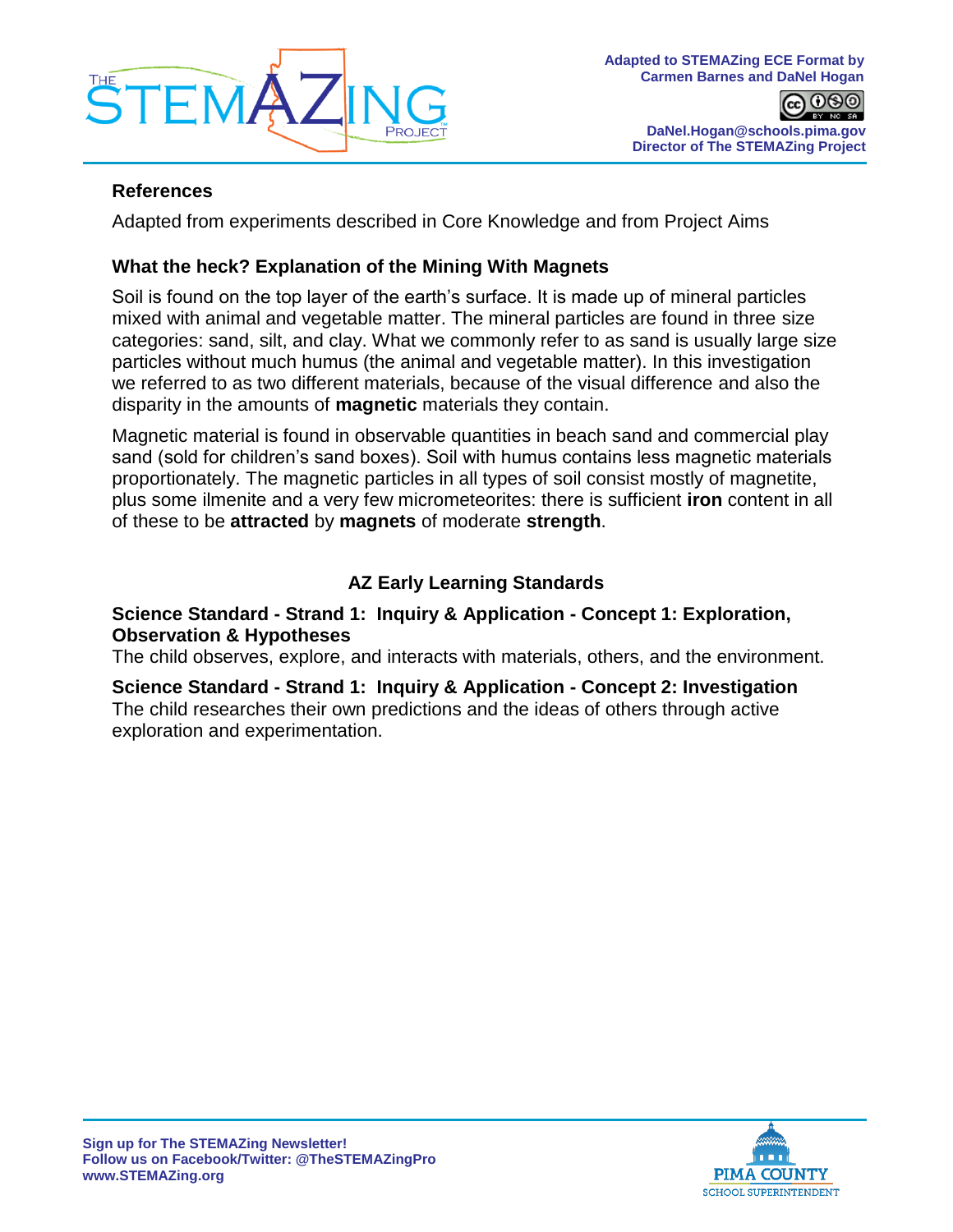## References

Adapted from experiments described in Core Knowledge and from Project Aims

## What the heck? Explanation of the Mining With Magnets

Soil is found on the top layer of the earth's surface. It is made up of mineral particles mixed with animal and vegetable matter. The mineral particles are found in three size categories: sand, silt, and clay. What we commonly refer to as sand is usually large size particles without much humus (the animal and vegetable matter). In this investigation we referred to as two different materials, because of the visual difference and also the disparity in the amounts of **magnetic** materials they contain.

Magnetic material is found in observable quantities in beach sand and commercial play sand (sold for children's sand boxes). Soil with humus contains less magnetic materials proportionately. The magnetic particles in all types of soil consist mostly of magnetite, plus some ilmenite and a very few micrometeorites: there is sufficient **iron** content in all of these to be **attracted** by **magnets** of moderate **strength**.

## AZ Early Learning Standards

**Science Standard - Strand 1: Inquiry & Application - Concept 1: Exploration, Observation & Hypotheses**
The child observes, explore, and interacts with materials, others, and the environment.

**Science Standard - Strand 1: Inquiry & Application - Concept 2: Investigation**
The child researches their own predictions and the ideas of others through active exploration and experimentation.